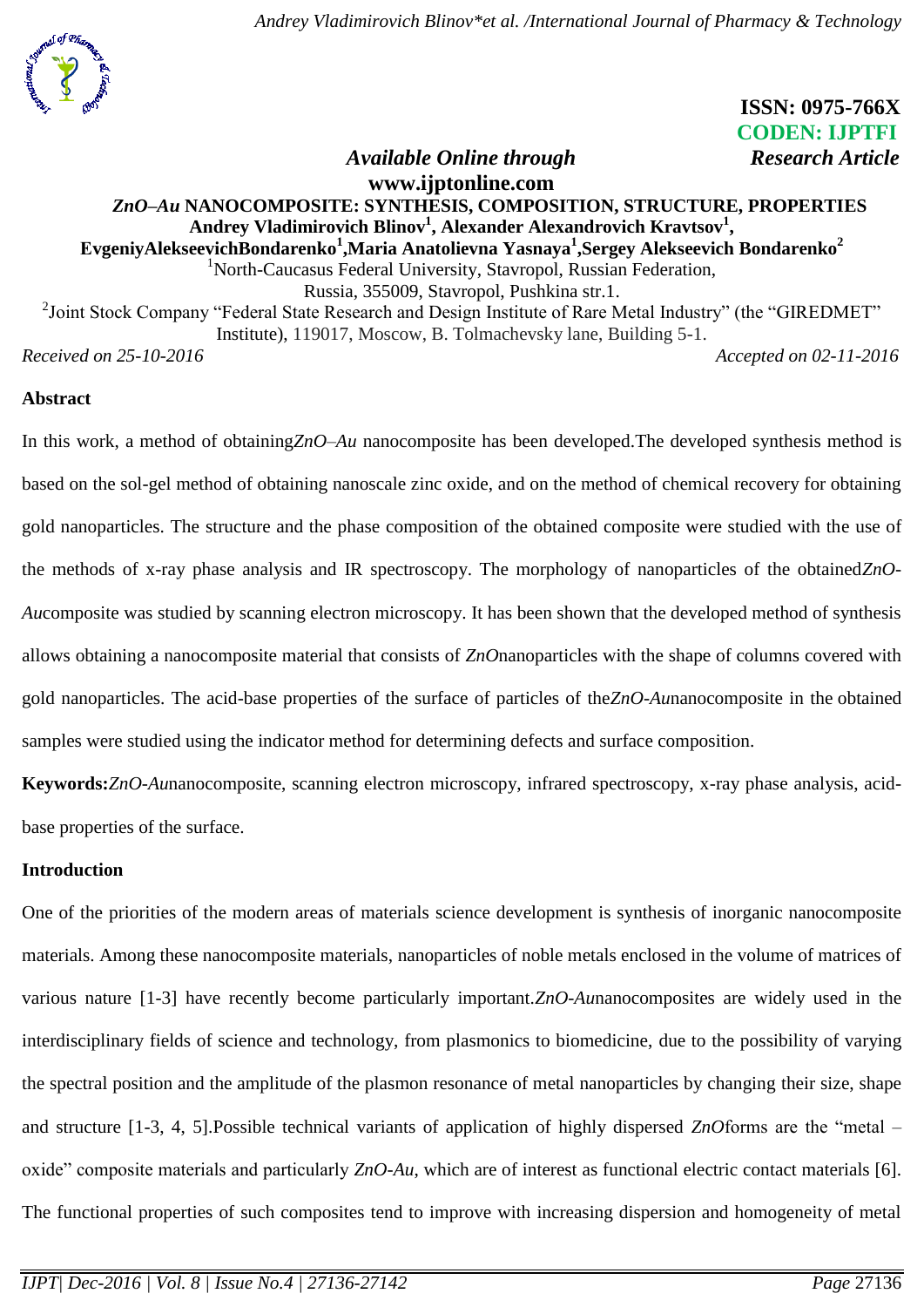**ISSN: 0975-766X**
**CODEN: IJPTFI**

*Available Online through* *Research Article*

**www.ijptonline.com**

# *ZnO–Au* NANOCOMPOSITE: SYNTHESIS, COMPOSITION, STRUCTURE, PROPERTIES

**Andrey Vladimirovich Blinov[1], Alexander Alexandrovich Kravtsov[1], EvgeniyAlekseevichBondarenko[1],Maria Anatolievna Yasnaya[1],Sergey Alekseevich Bondarenko[2]**

[1]North-Caucasus Federal University, Stavropol, Russian Federation, Russia, 355009, Stavropol, Pushkina str.1.

[2]Joint Stock Company "Federal State Research and Design Institute of Rare Metal Industry" (the "GIREDMET" Institute), 119017, Moscow, B. Tolmachevsky lane, Building 5-1.

*Received on 25-10-2016* *Accepted on 02-11-2016*

## Abstract

In this work, a method of obtaining*ZnO–Au* nanocomposite has been developed.The developed synthesis method is based on the sol-gel method of obtaining nanoscale zinc oxide, and on the method of chemical recovery for obtaining gold nanoparticles. The structure and the phase composition of the obtained composite were studied with the use of the methods of x-ray phase analysis and IR spectroscopy. The morphology of nanoparticles of the obtained*ZnO-Au*composite was studied by scanning electron microscopy. It has been shown that the developed method of synthesis allows obtaining a nanocomposite material that consists of *ZnO*nanoparticles with the shape of columns covered with gold nanoparticles. The acid-base properties of the surface of particles of the*ZnO-Au*nanocomposite in the obtained samples were studied using the indicator method for determining defects and surface composition.

**Keywords:***ZnO-Au*nanocomposite, scanning electron microscopy, infrared spectroscopy, x-ray phase analysis, acid-base properties of the surface.

## Introduction

One of the priorities of the modern areas of materials science development is synthesis of inorganic nanocomposite materials. Among these nanocomposite materials, nanoparticles of noble metals enclosed in the volume of matrices of various nature [1-3] have recently become particularly important.*ZnO-Au*nanocomposites are widely used in the interdisciplinary fields of science and technology, from plasmonics to biomedicine, due to the possibility of varying the spectral position and the amplitude of the plasmon resonance of metal nanoparticles by changing their size, shape and structure [1-3, 4, 5].Possible technical variants of application of highly dispersed *ZnO*forms are the "metal – oxide" composite materials and particularly *ZnO-Au*, which are of interest as functional electric contact materials [6]. The functional properties of such composites tend to improve with increasing dispersion and homogeneity of metal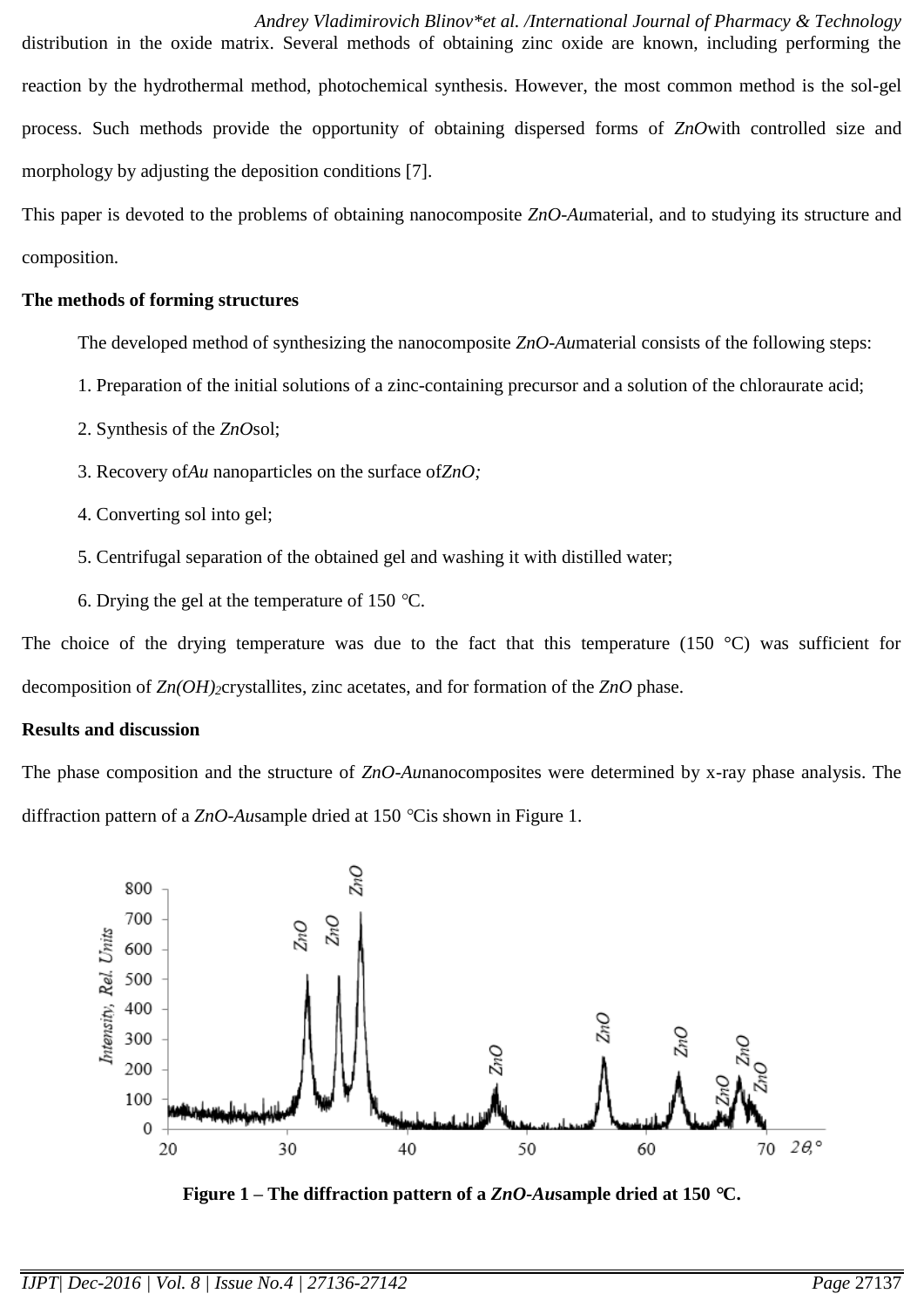distribution in the oxide matrix. Several methods of obtaining zinc oxide are known, including performing the reaction by the hydrothermal method, photochemical synthesis. However, the most common method is the sol-gel process. Such methods provide the opportunity of obtaining dispersed forms of *ZnO* with controlled size and morphology by adjusting the deposition conditions [7].

This paper is devoted to the problems of obtaining nanocomposite *ZnO-Au* material, and to studying its structure and composition.

**The methods of forming structures**

The developed method of synthesizing the nanocomposite *ZnO-Au* material consists of the following steps:

1. Preparation of the initial solutions of a zinc-containing precursor and a solution of the chloraurate acid;
2. Synthesis of the *ZnO* sol;
3. Recovery of *Au* nanoparticles on the surface of *ZnO;*
4. Converting sol into gel;
5. Centrifugal separation of the obtained gel and washing it with distilled water;
6. Drying the gel at the temperature of 150 °C.

The choice of the drying temperature was due to the fact that this temperature (150 °C) was sufficient for decomposition of $Zn(OH)_2$ crystallites, zinc acetates, and for formation of the *ZnO* phase.

**Results and discussion**

The phase composition and the structure of *ZnO-Au* nanocomposites were determined by x-ray phase analysis. The diffraction pattern of a *ZnO-Au* sample dried at 150 °C is shown in Figure 1.

**Figure 1 – The diffraction pattern of a *ZnO-Au* sample dried at 150 °C.**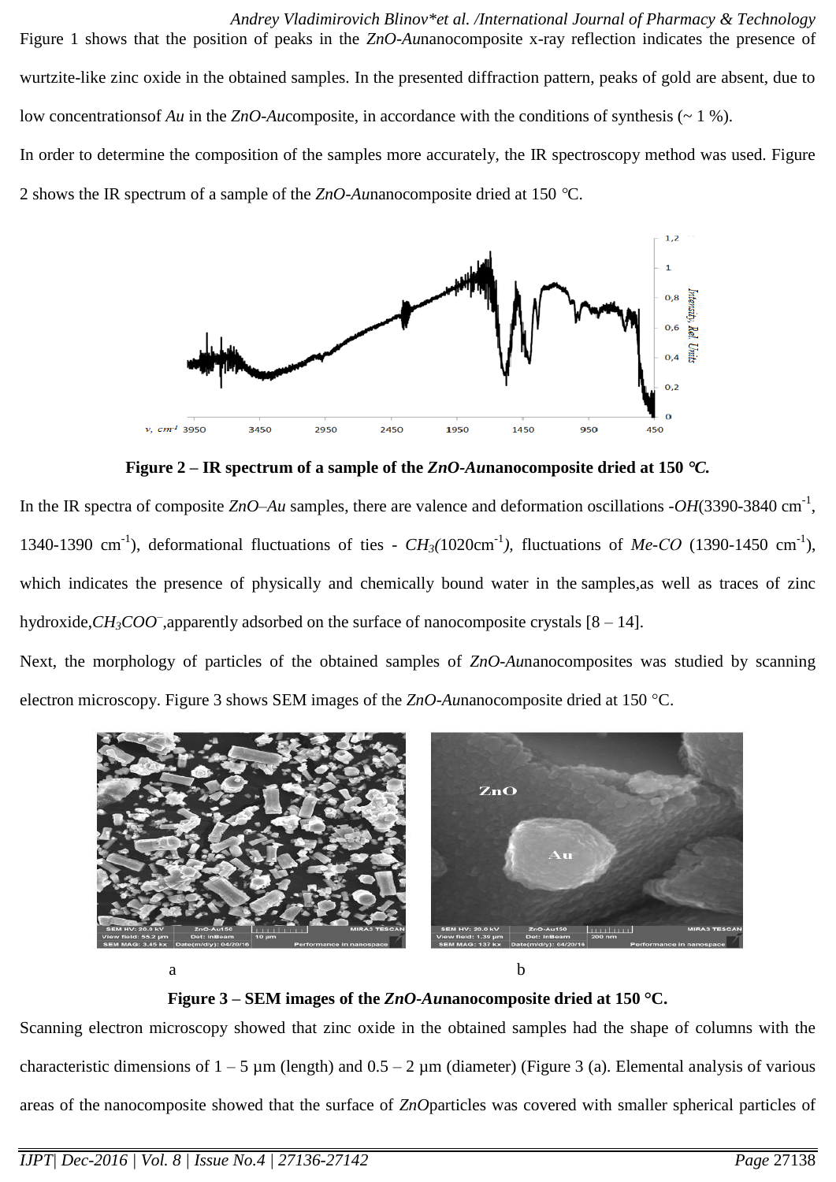Figure 1 shows that the position of peaks in the *ZnO-Au*nanocomposite x-ray reflection indicates the presence of wurtzite-like zinc oxide in the obtained samples. In the presented diffraction pattern, peaks of gold are absent, due to low concentrationsof *Au* in the *ZnO-Au*composite, in accordance with the conditions of synthesis (~ 1 %).

In order to determine the composition of the samples more accurately, the IR spectroscopy method was used. Figure 2 shows the IR spectrum of a sample of the *ZnO-Au*nanocomposite dried at 150 °C.

**Figure 2 – IR spectrum of a sample of the *ZnO-Au*nanocomposite dried at 150 °C.**

In the IR spectra of composite *ZnO–Au* samples, there are valence and deformation oscillations -*OH*(3390-3840 $cm^{-1}$, 1340-1390 $cm^{-1}$), deformational fluctuations of ties - $CH_3$(1020$cm^{-1}$), fluctuations of *Me-CO* (1390-1450 $cm^{-1}$), which indicates the presence of physically and chemically bound water in the samples,as well as traces of zinc hydroxide,$CH_3COO^-$,apparently adsorbed on the surface of nanocomposite crystals [8 – 14].

Next, the morphology of particles of the obtained samples of *ZnO-Au*nanocomposites was studied by scanning electron microscopy. Figure 3 shows SEM images of the *ZnO-Au*nanocomposite dried at 150 °C.

a　　　　　　　　　　　　　　　　　　　　b

**Figure 3 – SEM images of the *ZnO-Au*nanocomposite dried at 150 °C.**

Scanning electron microscopy showed that zinc oxide in the obtained samples had the shape of columns with the characteristic dimensions of 1 – 5 µm (length) and 0.5 – 2 µm (diameter) (Figure 3 (a). Elemental analysis of various areas of the nanocomposite showed that the surface of *ZnO*particles was covered with smaller spherical particles of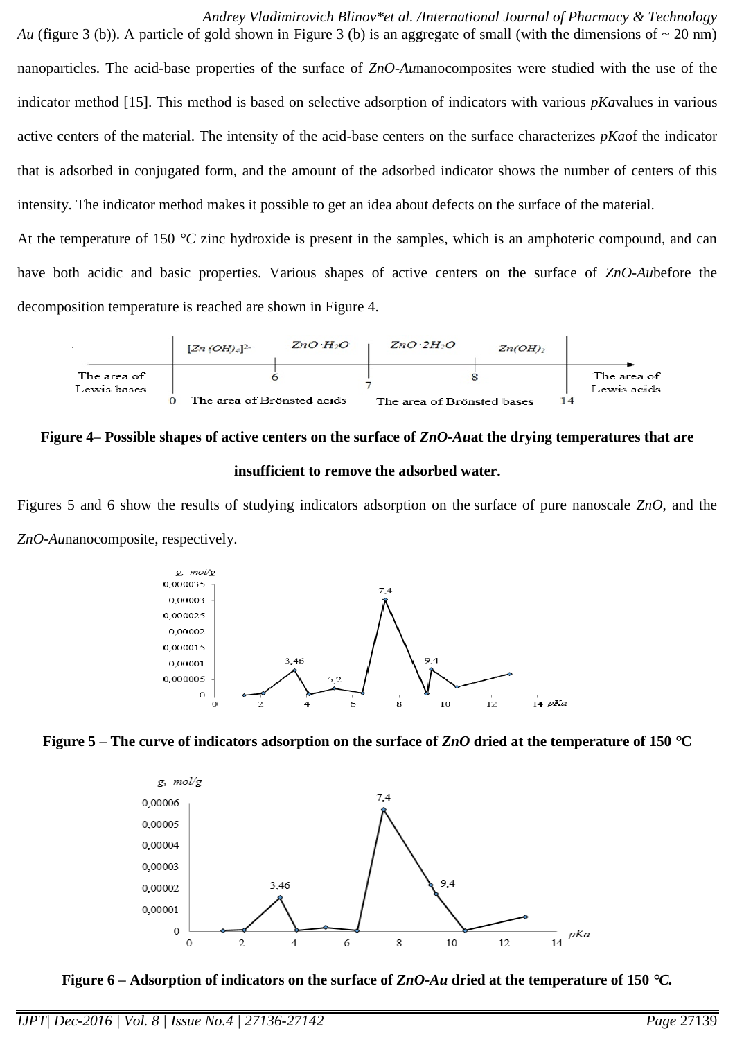*Au* (figure 3 (b)). A particle of gold shown in Figure 3 (b) is an aggregate of small (with the dimensions of ~ 20 nm) nanoparticles. The acid-base properties of the surface of *ZnO-Au*nanocomposites were studied with the use of the indicator method [15]. This method is based on selective adsorption of indicators with various *pKa*values in various active centers of the material. The intensity of the acid-base centers on the surface characterizes *pKa*of the indicator that is adsorbed in conjugated form, and the amount of the adsorbed indicator shows the number of centers of this intensity. The indicator method makes it possible to get an idea about defects on the surface of the material.

At the temperature of 150 *°C* zinc hydroxide is present in the samples, which is an amphoteric compound, and can have both acidic and basic properties. Various shapes of active centers on the surface of *ZnO-Au*before the decomposition temperature is reached are shown in Figure 4.

**Figure 4– Possible shapes of active centers on the surface of *ZnO-Au*at the drying temperatures that are insufficient to remove the adsorbed water.**

Figures 5 and 6 show the results of studying indicators adsorption on the surface of pure nanoscale *ZnO*, and the *ZnO-Au*nanocomposite, respectively.

**Figure 5 – The curve of indicators adsorption on the surface of *ZnO* dried at the temperature of 150 °C**

**Figure 6 – Adsorption of indicators on the surface of *ZnO-Au* dried at the temperature of 150 °C.**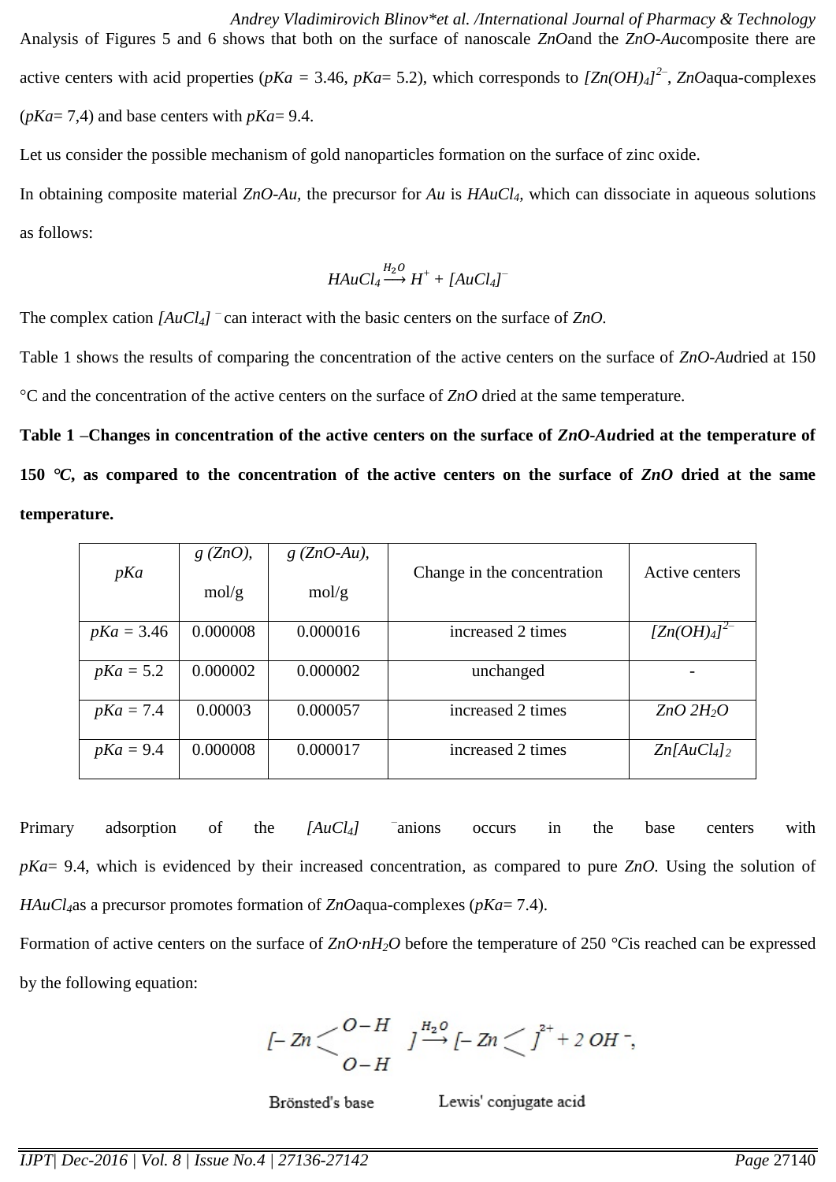Analysis of Figures 5 and 6 shows that both on the surface of nanoscale *ZnO*and the *ZnO-Au*composite there are active centers with acid properties (*pKa* = 3.46, *pKa*= 5.2), which corresponds to $[Zn(OH)_4]^{2-}$, *ZnO*aqua-complexes (*pKa*= 7,4) and base centers with *pKa*= 9.4.

Let us consider the possible mechanism of gold nanoparticles formation on the surface of zinc oxide.

In obtaining composite material *ZnO-Au*, the precursor for *Au* is $HAuCl_4$, which can dissociate in aqueous solutions as follows:

$$HAuCl_4 \xrightarrow{H_2O} H^+ + [AuCl_4]^-$$

The complex cation $[AuCl_4]^-$ can interact with the basic centers on the surface of *ZnO*.

Table 1 shows the results of comparing the concentration of the active centers on the surface of *ZnO-Au*dried at 150 °C and the concentration of the active centers on the surface of *ZnO* dried at the same temperature.

**Table 1 –Changes in concentration of the active centers on the surface of *ZnO-Au*dried at the temperature of 150 °C, as compared to the concentration of the active centers on the surface of *ZnO* dried at the same temperature.**

| *pKa* | *g (ZnO)*, mol/g | *g (ZnO-Au)*, mol/g | Change in the concentration | Active centers |
|---|---|---|---|---|
| *pKa* = 3.46 | 0.000008 | 0.000016 | increased 2 times | $[Zn(OH)_4]^{2-}$ |
| *pKa* = 5.2 | 0.000002 | 0.000002 | unchanged | - |
| *pKa* = 7.4 | 0.00003 | 0.000057 | increased 2 times | $ZnO\ 2H_2O$ |
| *pKa* = 9.4 | 0.000008 | 0.000017 | increased 2 times | $Zn[AuCl_4]_2$ |

Primary adsorption of the $[AuCl_4]^-$anions occurs in the base centers with *pKa*= 9.4, which is evidenced by their increased concentration, as compared to pure *ZnO*. Using the solution of $HAuCl_4$as a precursor promotes formation of *ZnO*aqua-complexes (*pKa*= 7.4).

Formation of active centers on the surface of $ZnO{\cdot}nH_2O$ before the temperature of 250 °*C*is reached can be expressed by the following equation:

$$[-Zn \begin{smallmatrix} O-H \\ O-H \end{smallmatrix}] \xrightarrow{H_2O} [-Zn <]^{2+} + 2\,OH^-,$$

Brönsted's base Lewis' conjugate acid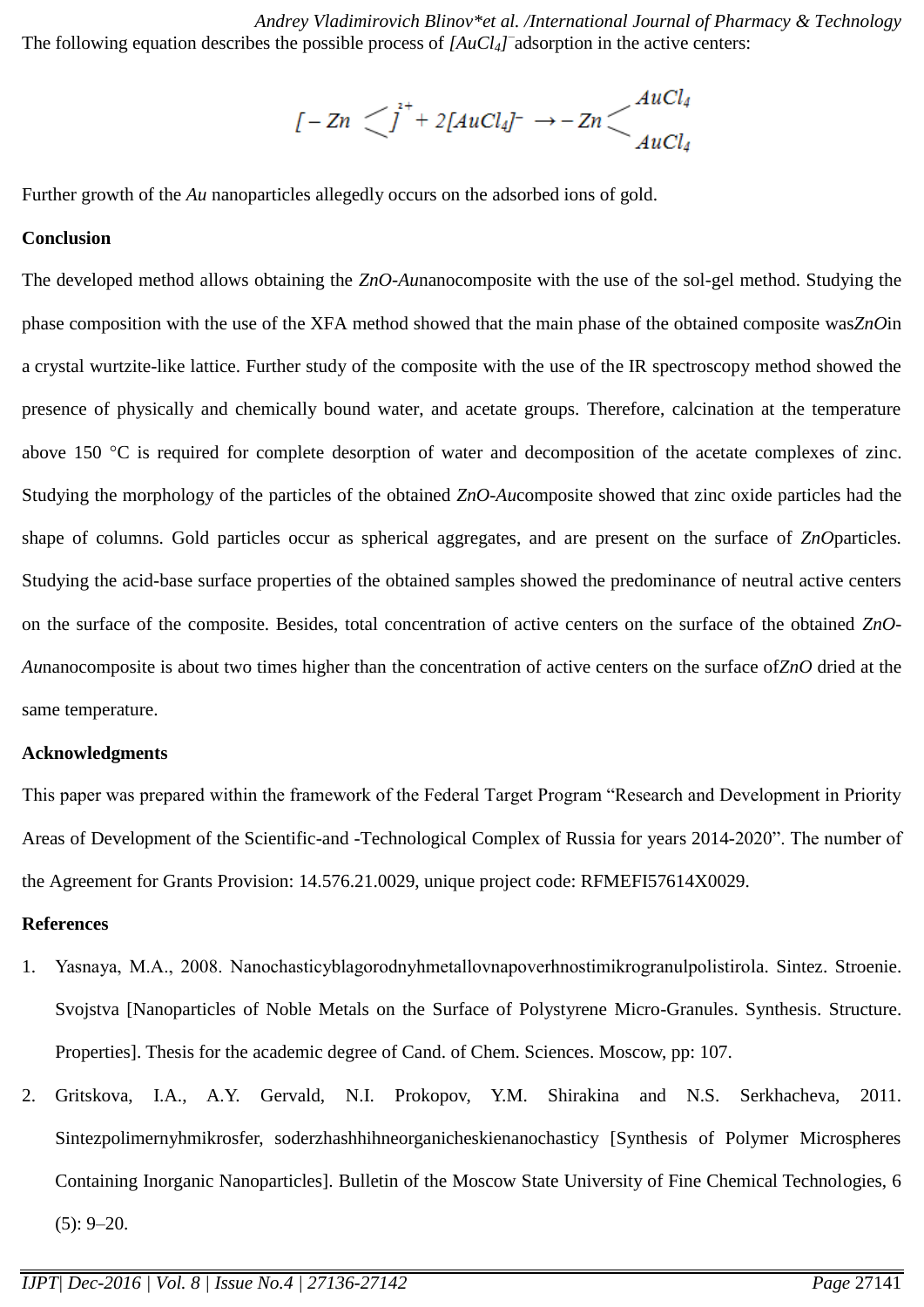The following equation describes the possible process of $[AuCl_4]^-$ adsorption in the active centers:

$$[-Zn \langle \, ]^{2+} + 2[AuCl_4]^- \rightarrow -Zn \langle {AuCl_4 \atop AuCl_4}$$

Further growth of the *Au* nanoparticles allegedly occurs on the adsorbed ions of gold.

## Conclusion

The developed method allows obtaining the *ZnO-Au*nanocomposite with the use of the sol-gel method. Studying the phase composition with the use of the XFA method showed that the main phase of the obtained composite was*ZnO*in a crystal wurtzite-like lattice. Further study of the composite with the use of the IR spectroscopy method showed the presence of physically and chemically bound water, and acetate groups. Therefore, calcination at the temperature above 150 °C is required for complete desorption of water and decomposition of the acetate complexes of zinc. Studying the morphology of the particles of the obtained *ZnO-Au*composite showed that zinc oxide particles had the shape of columns. Gold particles occur as spherical aggregates, and are present on the surface of *ZnO*particles. Studying the acid-base surface properties of the obtained samples showed the predominance of neutral active centers on the surface of the composite. Besides, total concentration of active centers on the surface of the obtained *ZnO-Au*nanocomposite is about two times higher than the concentration of active centers on the surface of*ZnO* dried at the same temperature.

## Acknowledgments

This paper was prepared within the framework of the Federal Target Program "Research and Development in Priority Areas of Development of the Scientific-and -Technological Complex of Russia for years 2014-2020". The number of the Agreement for Grants Provision: 14.576.21.0029, unique project code: RFMEFI57614X0029.

## References

1. Yasnaya, M.A., 2008. Nanochasticyblagorodnyhmetallovnapoverhnostimikrogranulpolistirola. Sintez. Stroenie. Svojstva [Nanoparticles of Noble Metals on the Surface of Polystyrene Micro-Granules. Synthesis. Structure. Properties]. Thesis for the academic degree of Cand. of Chem. Sciences. Moscow, pp: 107.
2. Gritskova, I.A., A.Y. Gervald, N.I. Prokopov, Y.M. Shirakina and N.S. Serkhacheva, 2011. Sintezpolimernyhmikrosfer, soderzhashhihneorganicheskienanochasticy [Synthesis of Polymer Microspheres Containing Inorganic Nanoparticles]. Bulletin of the Moscow State University of Fine Chemical Technologies, 6 (5): 9–20.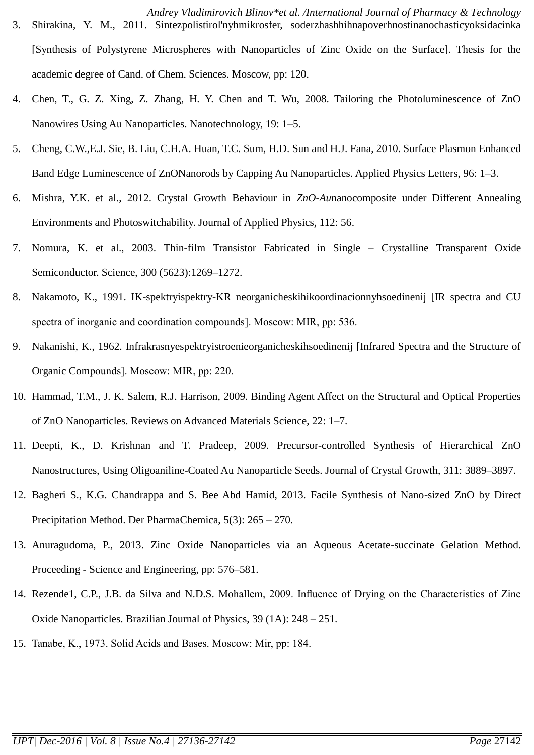3. Shirakina, Y. M., 2011. Sintezpolistirol'nyhmikrosfer, soderzhashhihnapoverhnostinanochasticyoksidacinka [Synthesis of Polystyrene Microspheres with Nanoparticles of Zinc Oxide on the Surface]. Thesis for the academic degree of Cand. of Chem. Sciences. Moscow, pp: 120.
4. Chen, T., G. Z. Xing, Z. Zhang, H. Y. Chen and T. Wu, 2008. Tailoring the Photoluminescence of ZnO Nanowires Using Au Nanoparticles. Nanotechnology, 19: 1–5.
5. Cheng, C.W.,E.J. Sie, B. Liu, C.H.A. Huan, T.C. Sum, H.D. Sun and H.J. Fana, 2010. Surface Plasmon Enhanced Band Edge Luminescence of ZnONanorods by Capping Au Nanoparticles. Applied Physics Letters, 96: 1–3.
6. Mishra, Y.K. et al., 2012. Crystal Growth Behaviour in *ZnO-Au*nanocomposite under Different Annealing Environments and Photoswitchability. Journal of Applied Physics, 112: 56.
7. Nomura, K. et al., 2003. Thin-film Transistor Fabricated in Single – Crystalline Transparent Oxide Semiconductor. Science, 300 (5623):1269–1272.
8. Nakamoto, K., 1991. IK-spektryispektry-KR neorganicheskihikoordinacionnyhsoedinenij [IR spectra and CU spectra of inorganic and coordination compounds]. Moscow: MIR, pp: 536.
9. Nakanishi, K., 1962. Infrakrasnyespektryistroenieorganicheskihsoedinenij [Infrared Spectra and the Structure of Organic Compounds]. Moscow: MIR, pp: 220.
10. Hammad, T.M., J. K. Salem, R.J. Harrison, 2009. Binding Agent Affect on the Structural and Optical Properties of ZnO Nanoparticles. Reviews on Advanced Materials Science, 22: 1–7.
11. Deepti, K., D. Krishnan and T. Pradeep, 2009. Precursor-controlled Synthesis of Hierarchical ZnO Nanostructures, Using Oligoaniline-Coated Au Nanoparticle Seeds. Journal of Crystal Growth, 311: 3889–3897.
12. Bagheri S., K.G. Chandrappa and S. Bee Abd Hamid, 2013. Facile Synthesis of Nano-sized ZnO by Direct Precipitation Method. Der PharmaChemica, 5(3): 265 – 270.
13. Anuragudoma, P., 2013. Zinc Oxide Nanoparticles via an Aqueous Acetate-succinate Gelation Method. Proceeding - Science and Engineering, pp: 576–581.
14. Rezende1, C.P., J.B. da Silva and N.D.S. Mohallem, 2009. Influence of Drying on the Characteristics of Zinc Oxide Nanoparticles. Brazilian Journal of Physics, 39 (1A): 248 – 251.
15. Tanabe, K., 1973. Solid Acids and Bases. Moscow: Mir, pp: 184.